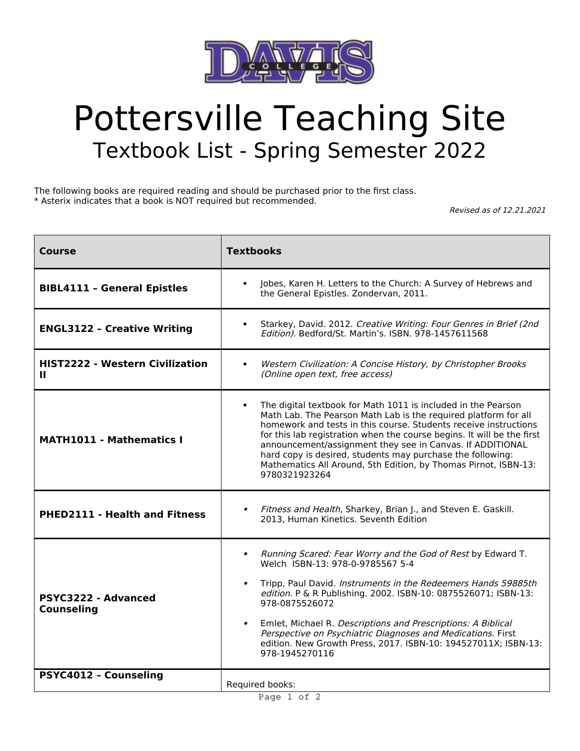# Pottersville Teaching Site

## Textbook List - Spring Semester 2022

The following books are required reading and should be purchased prior to the first class.
* Asterix indicates that a book is NOT required but recommended.

*Revised as of 12.21.2021*

| Course | Textbooks |
|---|---|
| **BIBL4111 – General Epistles** | • Jobes, Karen H. Letters to the Church: A Survey of Hebrews and the General Epistles. Zondervan, 2011. |
| **ENGL3122 – Creative Writing** | • Starkey, David. 2012. *Creative Writing: Four Genres in Brief (2nd Edition).* Bedford/St. Martin's. ISBN. 978-1457611568 |
| **HIST2222 - Western Civilization II** | • *Western Civilization: A Concise History, by Christopher Brooks (Online open text, free access)* |
| **MATH1011 - Mathematics I** | • The digital textbook for Math 1011 is included in the Pearson Math Lab. The Pearson Math Lab is the required platform for all homework and tests in this course. Students receive instructions for this lab registration when the course begins. It will be the first announcement/assignment they see in Canvas. If ADDITIONAL hard copy is desired, students may purchase the following: Mathematics All Around, 5th Edition, by Thomas Pirnot, ISBN-13: 9780321923264 |
| **PHED2111 - Health and Fitness** | • *Fitness and Health*, Sharkey, Brian J., and Steven E. Gaskill. 2013, Human Kinetics. Seventh Edition |
| **PSYC3222 - Advanced Counseling** | • *Running Scared: Fear Worry and the God of Rest* by Edward T. Welch ISBN-13: 978-0-9785567 5-4<br><br>• Tripp, Paul David. *Instruments in the Redeemers Hands 59885th edition.* P & R Publishing. 2002. ISBN-10: 0875526071; ISBN-13: 978-0875526072<br><br>• Emlet, Michael R. *Descriptions and Prescriptions: A Biblical Perspective on Psychiatric Diagnoses and Medications.* First edition. New Growth Press, 2017. ISBN-10: 194527011X; ISBN-13: 978-1945270116 |
| **PSYC4012 – Counseling** | Required books: |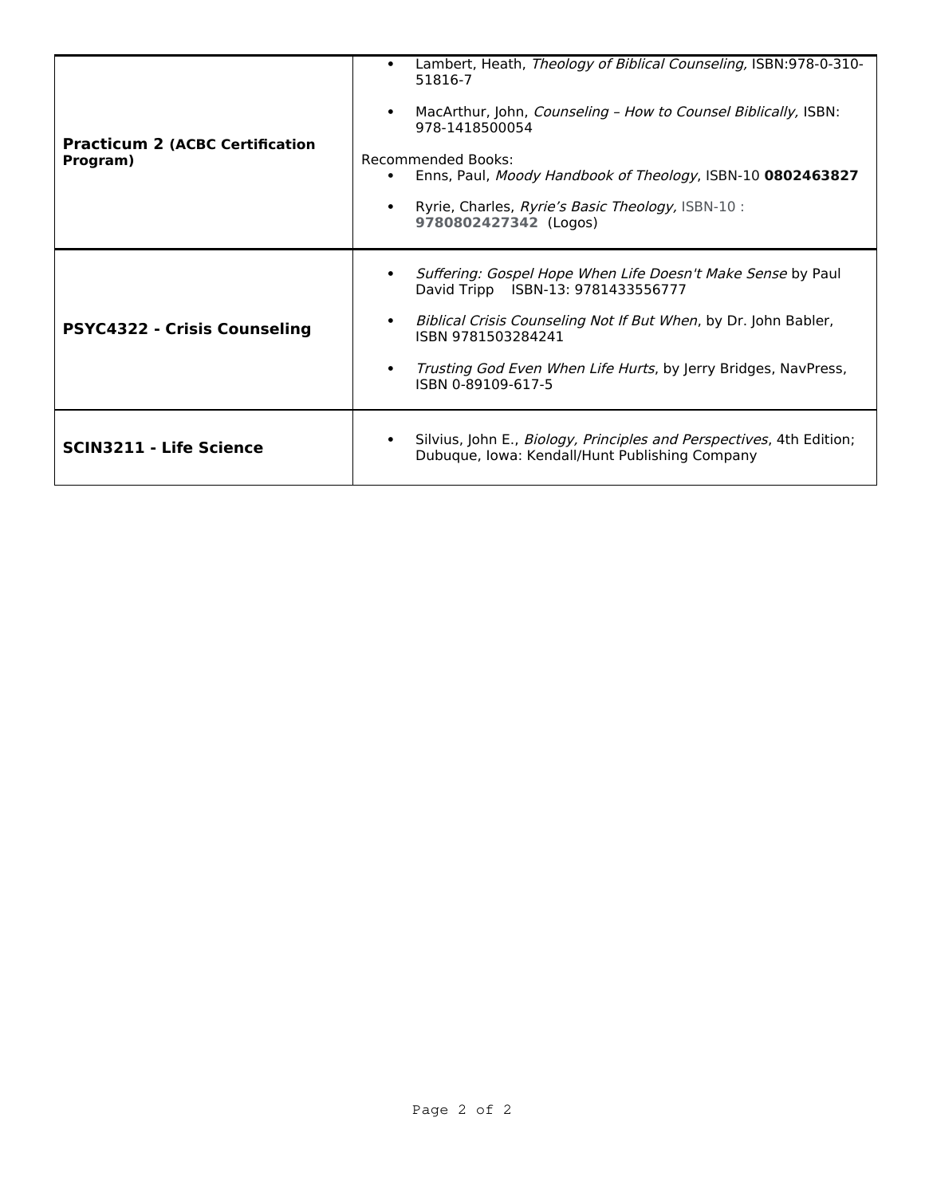| | |
|---|---|
| **Practicum 2 (ACBC Certification Program)** | • Lambert, Heath, *Theology of Biblical Counseling,* ISBN:978-0-310-51816-7<br><br>• MacArthur, John, *Counseling – How to Counsel Biblically,* ISBN: 978-1418500054<br><br>Recommended Books:<br>• Enns, Paul, *Moody Handbook of Theology*, ISBN-10 **0802463827**<br><br>• Ryrie, Charles, *Ryrie's Basic Theology,* ISBN-10 : **9780802427342** (Logos) |
| **PSYC4322 - Crisis Counseling** | • *Suffering: Gospel Hope When Life Doesn't Make Sense* by Paul David Tripp ISBN-13: 9781433556777<br><br>• *Biblical Crisis Counseling Not If But When*, by Dr. John Babler, ISBN 9781503284241<br><br>• *Trusting God Even When Life Hurts*, by Jerry Bridges, NavPress, ISBN 0-89109-617-5 |
| **SCIN3211 - Life Science** | • Silvius, John E., *Biology, Principles and Perspectives*, 4th Edition; Dubuque, Iowa: Kendall/Hunt Publishing Company |